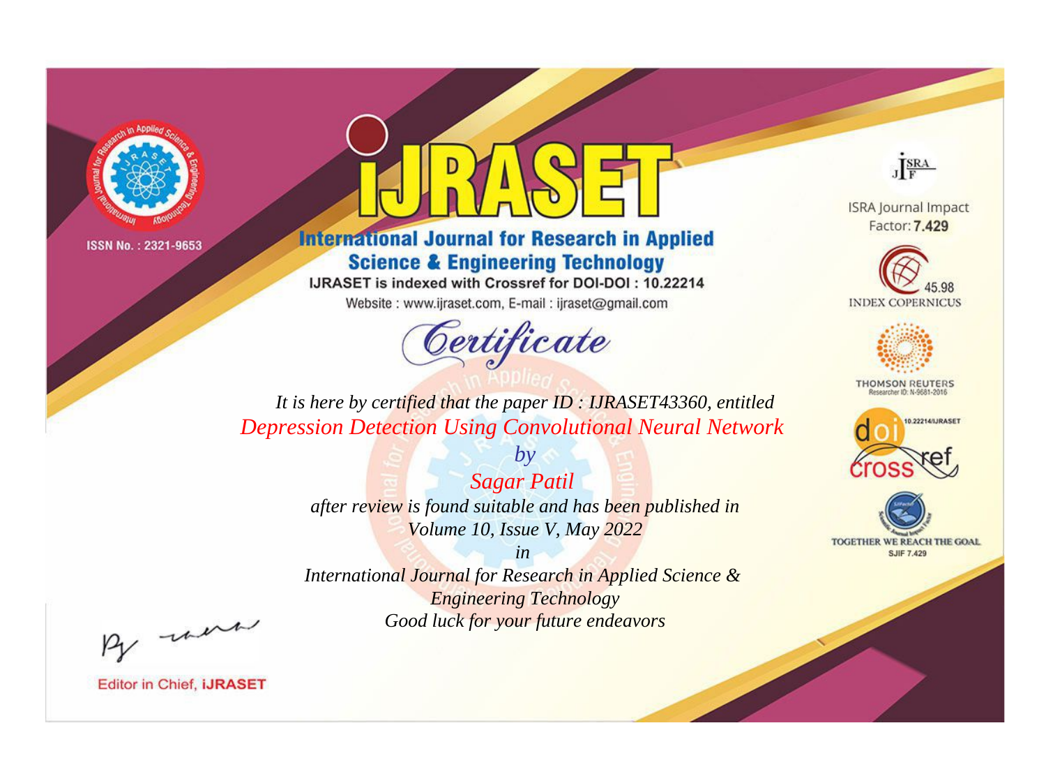ISSN No. : 2321-9653

# IJRASET

## International Journal for Research in Applied Science & Engineering Technology

IJRASET is indexed with Crossref for DOI-DOI : 10.22214

Website : www.ijraset.com, E-mail : ijraset@gmail.com

ISRA Journal Impact Factor: **7.429**

45.98 INDEX COPERNICUS

THOMSON REUTERS Researcher ID: N-9681-2016

10.22214/IJRASET

TOGETHER WE REACH THE GOAL SJIF 7.429

# *Certificate*

*It is here by certified that the paper ID : IJRASET43360, entitled*

*Depression Detection Using Convolutional Neural Network*

*by*

*Sagar Patil*

*after review is found suitable and has been published in*

*Volume 10, Issue V, May 2022*

*in*

*International Journal for Research in Applied Science & Engineering Technology*

*Good luck for your future endeavors*

Editor in Chief, **iJRASET**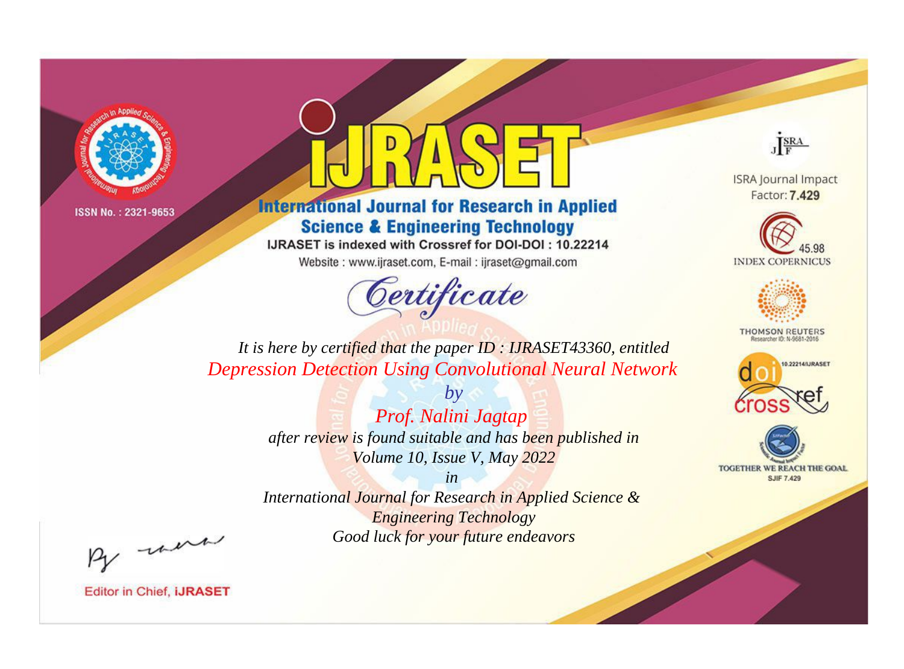ISSN No. : 2321-9653

# IJRASET

## International Journal for Research in Applied Science & Engineering Technology

IJRASET is indexed with Crossref for DOI-DOI : 10.22214

Website : www.ijraset.com, E-mail : ijraset@gmail.com

# Certificate

*It is here by certified that the paper ID : IJRASET43360, entitled*

*Depression Detection Using Convolutional Neural Network*

*by*

*Prof. Nalini Jagtap*

*after review is found suitable and has been published in*

*Volume 10, Issue V, May 2022*

*in*

*International Journal for Research in Applied Science & Engineering Technology*

*Good luck for your future endeavors*

ISRA Journal Impact Factor: **7.429**

45.98 INDEX COPERNICUS

THOMSON REUTERS Researcher ID: N-9681-2016

10.22214/IJRASET

TOGETHER WE REACH THE GOAL SJIF 7.429

Editor in Chief, **iJRASET**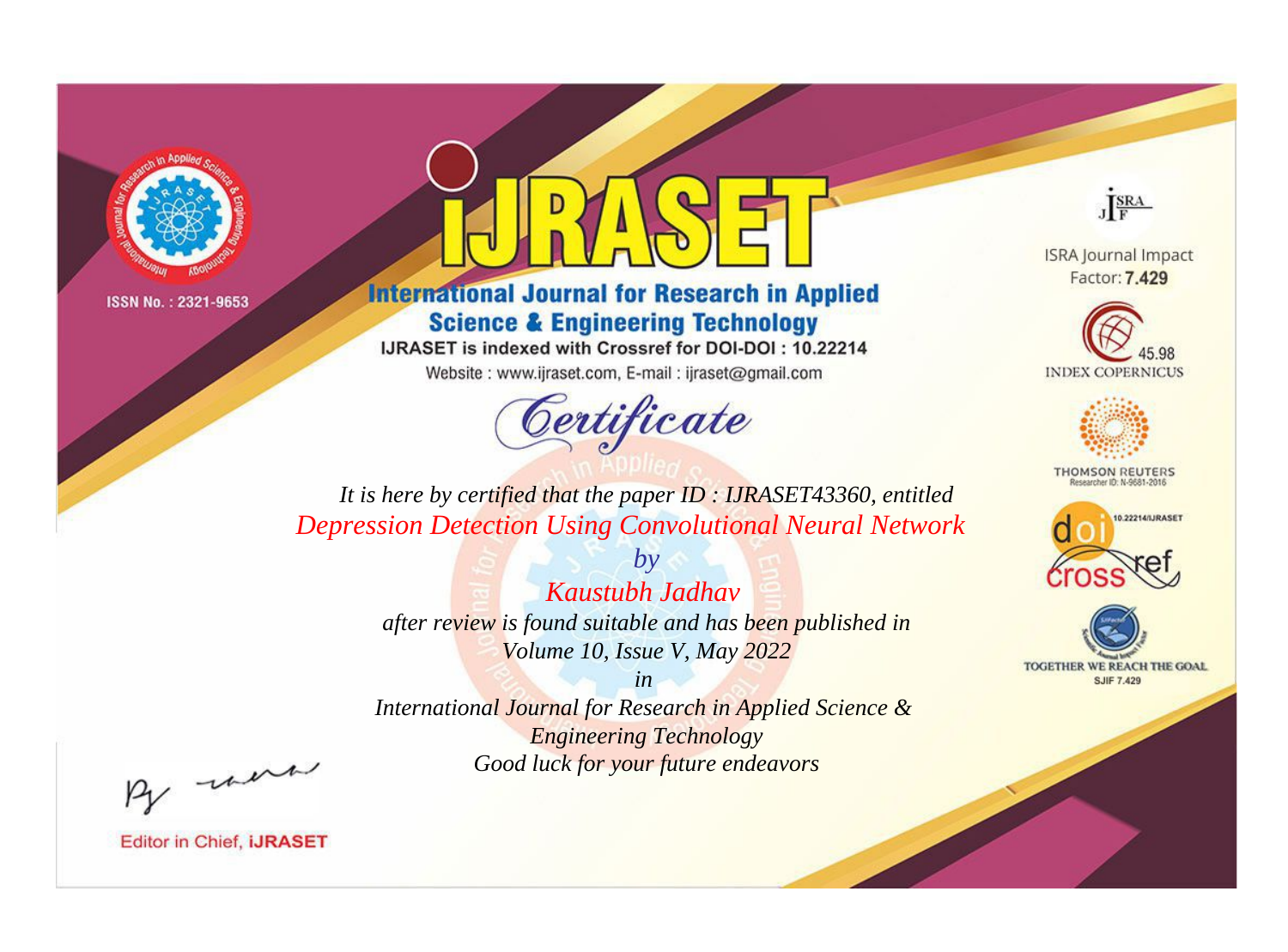ISSN No. : 2321-9653

# iJRASET

## International Journal for Research in Applied Science & Engineering Technology

IJRASET is indexed with Crossref for DOI-DOI : 10.22214

Website : www.ijraset.com, E-mail : ijraset@gmail.com

ISRA Journal Impact Factor: **7.429**

45.98 INDEX COPERNICUS

THOMSON REUTERS Researcher ID: N-9681-2016

10.22214/IJRASET

TOGETHER WE REACH THE GOAL SJIF 7.429

*Certificate*

*It is here by certified that the paper ID : IJRASET43360, entitled*

*Depression Detection Using Convolutional Neural Network*

*by*

*Kaustubh Jadhav*

*after review is found suitable and has been published in*

*Volume 10, Issue V, May 2022*

*in*

*International Journal for Research in Applied Science & Engineering Technology*

*Good luck for your future endeavors*

Editor in Chief, **iJRASET**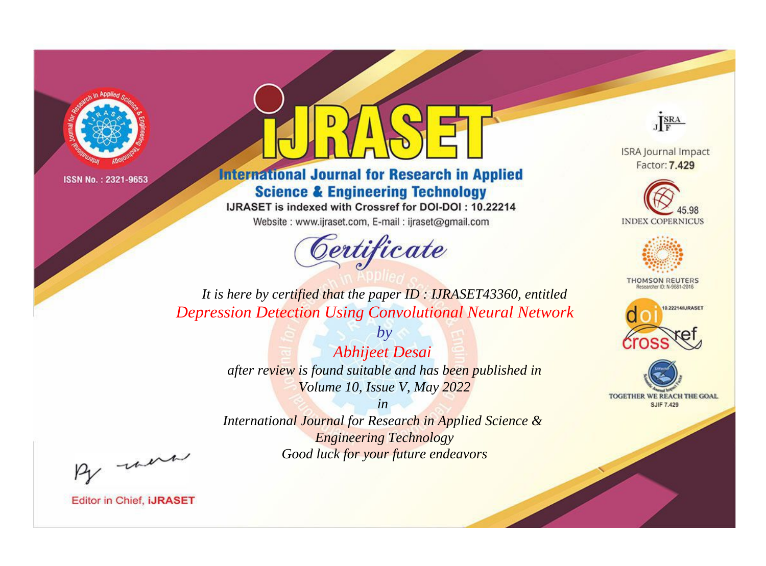ISSN No. : 2321-9653

# IJRASET

## International Journal for Research in Applied Science & Engineering Technology

IJRASET is indexed with Crossref for DOI-DOI : 10.22214

Website : www.ijraset.com, E-mail : ijraset@gmail.com

# Certificate

*It is here by certified that the paper ID : IJRASET43360, entitled*

*Depression Detection Using Convolutional Neural Network*

*by*

*Abhijeet Desai*

*after review is found suitable and has been published in*

*Volume 10, Issue V, May 2022*

*in*

*International Journal for Research in Applied Science & Engineering Technology*

*Good luck for your future endeavors*

ISRA Journal Impact Factor: **7.429**

45.98 INDEX COPERNICUS

THOMSON REUTERS Researcher ID: N-9681-2016

10.22214/IJRASET

TOGETHER WE REACH THE GOAL SJIF 7.429

Editor in Chief, **iJRASET**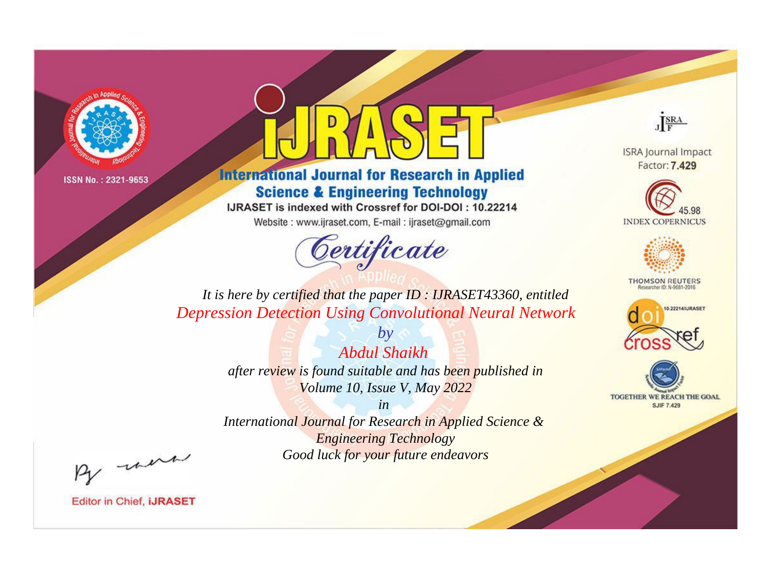ISSN No. : 2321-9653

# IJRASET

## International Journal for Research in Applied Science & Engineering Technology

IJRASET is indexed with Crossref for DOI-DOI : 10.22214

Website : www.ijraset.com, E-mail : ijraset@gmail.com

## *Certificate*

*It is here by certified that the paper ID : IJRASET43360, entitled*

*Depression Detection Using Convolutional Neural Network*

*by*

*Abdul Shaikh*

*after review is found suitable and has been published in*

*Volume 10, Issue V, May 2022*

*in*

*International Journal for Research in Applied Science & Engineering Technology*

*Good luck for your future endeavors*

ISRA Journal Impact Factor: **7.429**

45.98 INDEX COPERNICUS

THOMSON REUTERS Researcher ID: N-9681-2016

10.22214/IJRASET

TOGETHER WE REACH THE GOAL SJIF 7.429

Editor in Chief, **iJRASET**